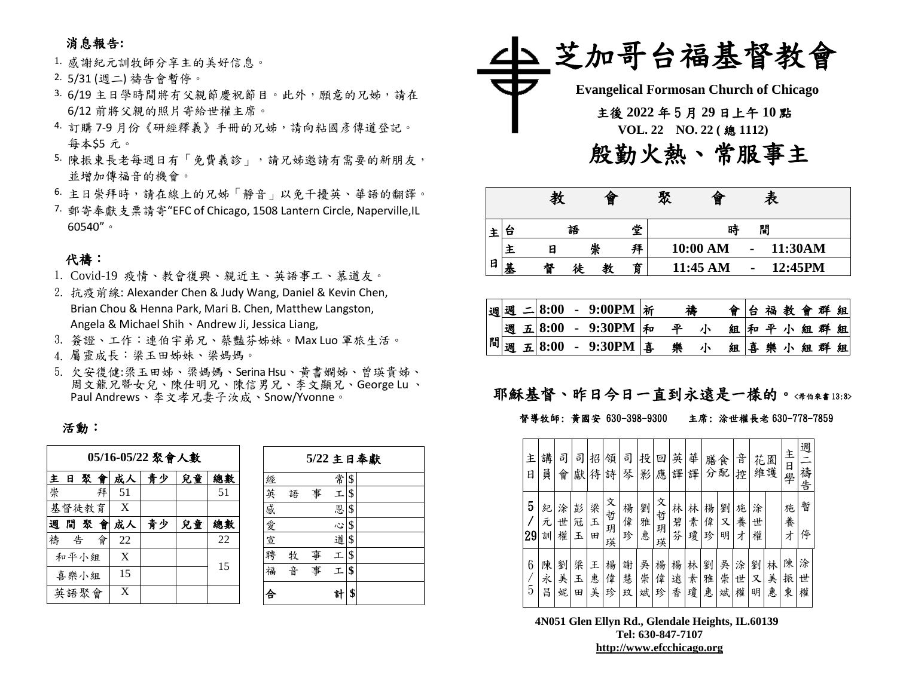## 消息報告:

1. 感謝紀元訓牧師分享主的美好信息。
2. 5/31 (週二) 禱告會暫停。
3. 6/19 主日學時間將有父親節慶祝節目。此外，願意的兄姊，請在 6/12 前將父親的照片寄給世權主席。
4. 訂購 7-9 月份《研經釋義》手冊的兄姊，請向粘國彥傳道登記。每本$5 元。
5. 陳振東長老每週日有「免費義診」，請兄姊邀請有需要的新朋友，並增加傳福音的機會。
6. 主日崇拜時，請在線上的兄姊「靜音」以免干擾英、華語的翻譯。
7. 郵寄奉獻支票請寄"EFC of Chicago, 1508 Lantern Circle, Naperville,IL 60540"。

## 代禱：

1. Covid-19 疫情、教會復興、親近主、英語事工、慕道友。
2. 抗疫前線: Alexander Chen & Judy Wang, Daniel & Kevin Chen, Brian Chou & Henna Park, Mari B. Chen, Matthew Langston, Angela & Michael Shih、Andrew Ji, Jessica Liang,
3. 簽證、工作：連伯宇弟兄、蔡豔芬姊妹。Max Luo 軍旅生活。
4. 屬靈成長：梁玉田姊妹、梁媽媽。
5. 欠安復健:梁玉田姊、梁媽媽、Serina Hsu、黃書嫺姊、曾瑛貴姊、周文龍兄暨女兒、陳仕明兄、陳信男兄、李文顯兄、George Lu 、Paul Andrews、李文孝兄妻子汝成、Snow/Yvonne。

## 活動：

| 05/16-05/22 聚會人數 | | | | |
|---|---|---|---|---|
| 主日聚會 | 成人 | 青少 | 兒童 | 總數 |
| 崇拜 | 51 | | | 51 |
| 基督徒教育 | X | | | |
| 週間聚會 | 成人 | 青少 | 兒童 | 總數 |
| 禱告會 | 22 | | | 22 |
| 和平小組 | X | | | 15 |
| 喜樂小組 | 15 | | | |
| 英語聚會 | X | | | |

| 5/22 主日奉獻 | | |
|---|---|---|
| 經常 | $ | |
| 英語事工 | $ | |
| 感恩 | $ | |
| 愛心 | $ | |
| 宣道 | $ | |
| 聘牧事工 | $ | |
| 福音事工 | $ | |
| 合計 | $ | |

# 芝加哥台福基督教會

**Evangelical Formosan Church of Chicago**

**主後 2022 年 5 月 29 日上午 10 點**

**VOL. 22 NO. 22 ( 總 1112)**

# 殷勤火熱、常服事主

| 教會聚會表 | | | |
|---|---|---|---|
| 主日 | 台語堂 | 時間 | |
| | 主日崇拜 | 10:00 AM - 11:30AM | |
| | 基督徒教育 | 11:45 AM - 12:45PM | |

| 週間 | 時間 | 聚會 | 地點 |
|---|---|---|---|
| 週二 | 8:00 - 9:00PM | 祈禱會 | 台福教會群組 |
| 週五 | 8:00 - 9:30PM | 和平小組 | 和平小組群組 |
| 週五 | 8:00 - 9:30PM | 喜樂小組 | 喜樂小組群組 |

**耶穌基督、昨日今日一直到永遠是一樣的。**<希伯來書 13:8>

督導牧師: 黃國安 630-398-9300　　主席: 涂世權長老 630-778-7859

| 主日 | 講員 | 司會 | 司獻 | 招待 | 領詩 | 司琴 | 投影 | 回應 | 英譯 | 華譯 | 膳食分配 | | 音控 | 花園維護 | | 主日學 | 週二禱告 |
|---|---|---|---|---|---|---|---|---|---|---|---|---|---|---|---|---|---|
| 5/29 | 紀元訓 | 涂世權 | 彭冠玉 | 梁玉田 | 文哲玥瑛 | 楊偉珍 | 劉雅惠 | 文哲玥瑛 | 林碧芬 | 林素瓊 | 楊偉珍 | 劉又明 | 施養才 | 涂世權 | | 施養才 | 暫停 |
| 6/5 | 陳永昌 | 劉美妮 | 梁玉田 | 王惠美 | 楊偉珍 | 謝慧玫 | 吳崇斌 | 楊偉珍 | 楊遠香 | 林素瓊 | 劉雅惠 | 吳崇斌 | 涂世權 | 劉又明 | 林美惠 | 陳振東 | 涂世權 |

**4N051 Glen Ellyn Rd., Glendale Heights, IL.60139**
**Tel: 630-847-7107**
**http://www.efcchicago.org**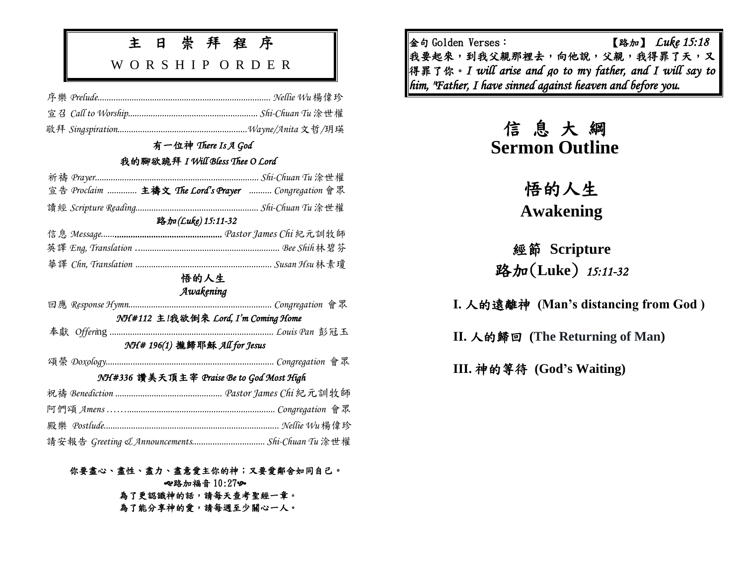# 主 日 崇 拜 程 序
## WORSHIP ORDER

序樂 *Prelude*........................................................................... *Nellie Wu* 楊偉珍

宣召 *Call to Worship*........................................................ *Shi-Chuan Tu* 涂世權

敬拜 *Singspiration*.........................................................*Wayne/Anita* 文哲/玥瑛

***有一位神 There Is A God***

***我的聊欲跪拜 I Will Bless Thee O Lord***

祈禱 *Prayer*....................................................................... *Shi-Chuan Tu* 涂世權

宣告 *Proclaim* ............. **主禱文 *The Lord's Prayer*** .......... *Congregation* 會眾

讀經 *Scripture Reading*..................................................... *Shi-Chuan Tu* 涂世權

*路加(Luke) 15:11-32*

信息 *Message*...................................................... *Pastor James Chi* 紀元訓牧師

英譯 *Eng, Translation* ............................................................... *Bee Shih* 林碧芬

華譯 *Chn, Translation* ........................................................... *Susan Hsu* 林素瓊

**悟的人生**

***Awakening***

回應 *Response Hymn*.............................................................. *Congregation* 會眾

***NH#112 主!我欲倒來 Lord, I'm Coming Home***

奉獻 *Offering* ...................................................................... *Louis Pan* 彭冠玉

***NH# 196(1) 攏歸耶穌 All for Jesus***

頌榮 *Doxology*......................................................................... *Congregation* 會眾

***NH#336 讚美天頂主宰 Praise Be to God Most High***

祝禱 *Benediction* .............................................. *Pastor James Chi* 紀元訓牧師

阿們頌 *Amens* ……................................................................ *Congregation* 會眾

殿樂 *Postlude*............................................................................ *Nellie Wu* 楊偉珍

請安報告 *Greeting & Announcements*................................ *Shi-Chuan Tu* 涂世權

**你要盡心、盡性、盡力、盡意愛主你的神；又要愛鄰舍如同自己。**

**路加福音 10:27**

**為了更認識神的話，請每天查考聖經一章。**

**為了能分享神的愛，請每週至少關心一人。**

---

金句 Golden Verses： 【路加】 *Luke 15:18*

**我要起來，到我父親那裡去，向他說，父親，我得罪了天，又得罪了你。*I will arise and go to my father, and I will say to him, "Father, I have sinned against heaven and before you.***

# 信 息 大 綱
# Sermon Outline

## 悟的人生
## Awakening

### 經節 Scripture
### 路加(Luke) *15:11-32*

**I. 人的遠離神 (Man's distancing from God )**

**II. 人的歸回 (The Returning of Man)**

**III. 神的等待 (God's Waiting)**